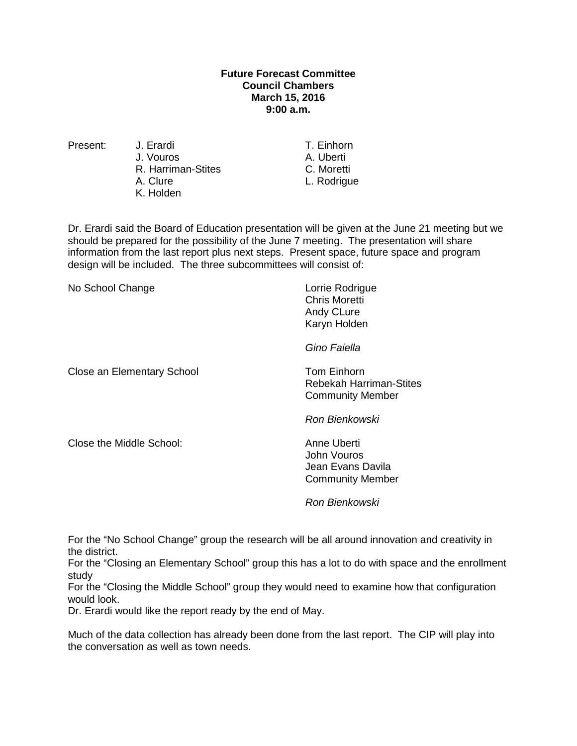**Future Forecast Committee**
**Council Chambers**
**March 15, 2016**
**9:00 a.m.**

| Present: | | |
|---|---|---|
| | J. Erardi | T. Einhorn |
| | J. Vouros | A. Uberti |
| | R. Harriman-Stites | C. Moretti |
| | A. Clure | L. Rodrigue |
| | K. Holden | |

Dr. Erardi said the Board of Education presentation will be given at the June 21 meeting but we should be prepared for the possibility of the June 7 meeting. The presentation will share information from the last report plus next steps. Present space, future space and program design will be included. The three subcommittees will consist of:

| | |
|---|---|
| No School Change | Lorrie Rodrigue<br>Chris Moretti<br>Andy CLure<br>Karyn Holden<br><br>*Gino Faiella* |
| Close an Elementary School | Tom Einhorn<br>Rebekah Harriman-Stites<br>Community Member<br><br>*Ron Bienkowski* |
| Close the Middle School: | Anne Uberti<br>John Vouros<br>Jean Evans Davila<br>Community Member<br><br>*Ron Bienkowski* |

For the "No School Change" group the research will be all around innovation and creativity in the district.
For the "Closing an Elementary School" group this has a lot to do with space and the enrollment study
For the "Closing the Middle School" group they would need to examine how that configuration would look.
Dr. Erardi would like the report ready by the end of May.

Much of the data collection has already been done from the last report. The CIP will play into the conversation as well as town needs.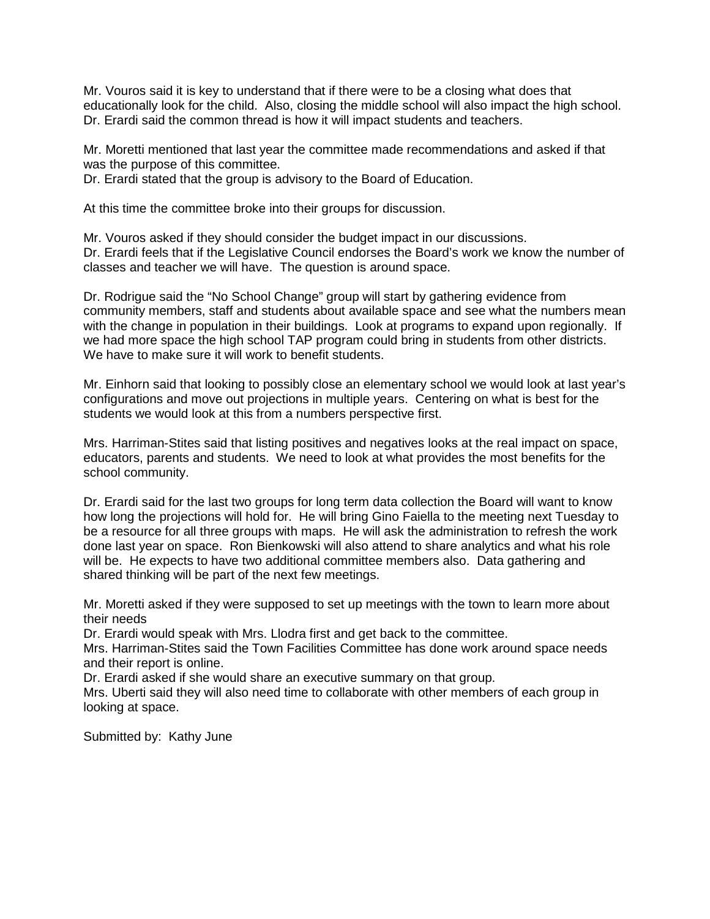Mr. Vouros said it is key to understand that if there were to be a closing what does that educationally look for the child. Also, closing the middle school will also impact the high school.
Dr. Erardi said the common thread is how it will impact students and teachers.

Mr. Moretti mentioned that last year the committee made recommendations and asked if that was the purpose of this committee.
Dr. Erardi stated that the group is advisory to the Board of Education.

At this time the committee broke into their groups for discussion.

Mr. Vouros asked if they should consider the budget impact in our discussions.
Dr. Erardi feels that if the Legislative Council endorses the Board's work we know the number of classes and teacher we will have. The question is around space.

Dr. Rodrigue said the "No School Change" group will start by gathering evidence from community members, staff and students about available space and see what the numbers mean with the change in population in their buildings. Look at programs to expand upon regionally. If we had more space the high school TAP program could bring in students from other districts. We have to make sure it will work to benefit students.

Mr. Einhorn said that looking to possibly close an elementary school we would look at last year's configurations and move out projections in multiple years. Centering on what is best for the students we would look at this from a numbers perspective first.

Mrs. Harriman-Stites said that listing positives and negatives looks at the real impact on space, educators, parents and students. We need to look at what provides the most benefits for the school community.

Dr. Erardi said for the last two groups for long term data collection the Board will want to know how long the projections will hold for. He will bring Gino Faiella to the meeting next Tuesday to be a resource for all three groups with maps. He will ask the administration to refresh the work done last year on space. Ron Bienkowski will also attend to share analytics and what his role will be. He expects to have two additional committee members also. Data gathering and shared thinking will be part of the next few meetings.

Mr. Moretti asked if they were supposed to set up meetings with the town to learn more about their needs
Dr. Erardi would speak with Mrs. Llodra first and get back to the committee.
Mrs. Harriman-Stites said the Town Facilities Committee has done work around space needs and their report is online.
Dr. Erardi asked if she would share an executive summary on that group.
Mrs. Uberti said they will also need time to collaborate with other members of each group in looking at space.

Submitted by: Kathy June